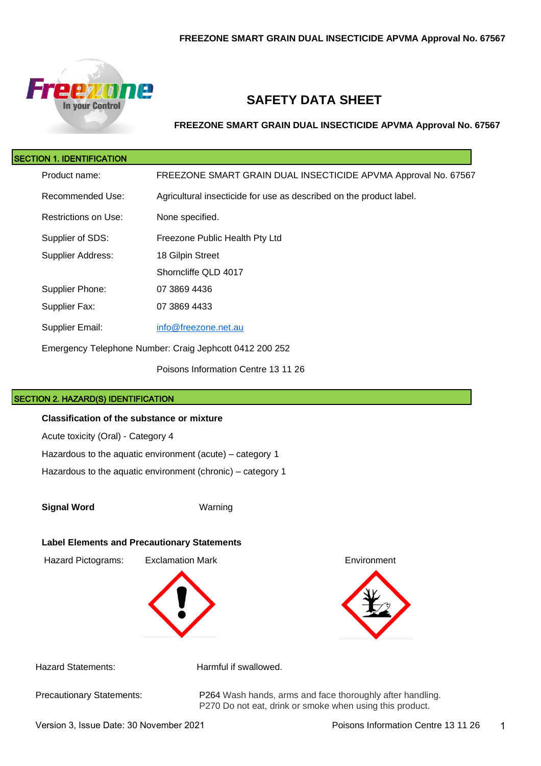FREEZONE SMART GRAIN DUAL INSECTICIDE APVMA Approval No. 67567

# SAFETY DATA SHEET

**FREEZONE SMART GRAIN DUAL INSECTICIDE APVMA Approval No. 67567**

## SECTION 1. IDENTIFICATION

| | |
|---|---|
| Product name: | FREEZONE SMART GRAIN DUAL INSECTICIDE APVMA Approval No. 67567 |
| Recommended Use: | Agricultural insecticide for use as described on the product label. |
| Restrictions on Use: | None specified. |
| Supplier of SDS: | Freezone Public Health Pty Ltd |
| Supplier Address: | 18 Gilpin Street<br>Shorncliffe QLD 4017 |
| Supplier Phone: | 07 3869 4436 |
| Supplier Fax: | 07 3869 4433 |
| Supplier Email: | info@freezone.net.au |

Emergency Telephone Number: Craig Jephcott 0412 200 252

Poisons Information Centre 13 11 26

## SECTION 2. HAZARD(S) IDENTIFICATION

**Classification of the substance or mixture**

Acute toxicity (Oral) - Category 4

Hazardous to the aquatic environment (acute) – category 1

Hazardous to the aquatic environment (chronic) – category 1

**Signal Word** Warning

**Label Elements and Precautionary Statements**

Hazard Pictograms: Exclamation Mark Environment

Hazard Statements: Harmful if swallowed.

Precautionary Statements:

P264 Wash hands, arms and face thoroughly after handling.
P270 Do not eat, drink or smoke when using this product.

Version 3, Issue Date: 30 November 2021 Poisons Information Centre 13 11 26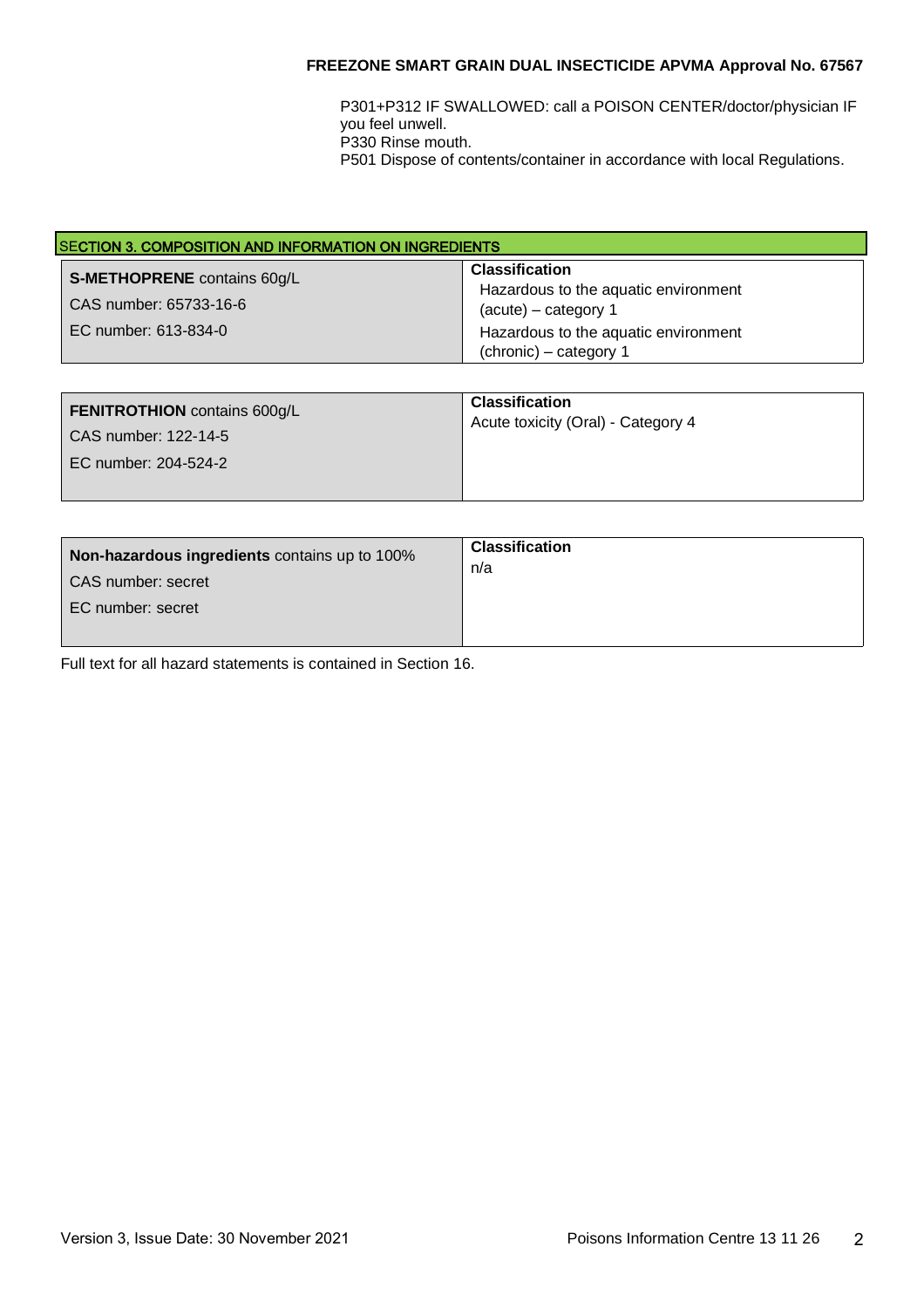P301+P312 IF SWALLOWED: call a POISON CENTER/doctor/physician IF you feel unwell.
P330 Rinse mouth.
P501 Dispose of contents/container in accordance with local Regulations.

## SECTION 3. COMPOSITION AND INFORMATION ON INGREDIENTS

| Ingredient | Classification |
|---|---|
| **S-METHOPRENE** contains 60g/L<br>CAS number: 65733-16-6<br>EC number: 613-834-0 | **Classification**<br>Hazardous to the aquatic environment (acute) – category 1<br>Hazardous to the aquatic environment (chronic) – category 1 |
| **FENITROTHION** contains 600g/L<br>CAS number: 122-14-5<br>EC number: 204-524-2 | **Classification**<br>Acute toxicity (Oral) - Category 4 |
| **Non-hazardous ingredients** contains up to 100%<br>CAS number: secret<br>EC number: secret | **Classification**<br>n/a |

Full text for all hazard statements is contained in Section 16.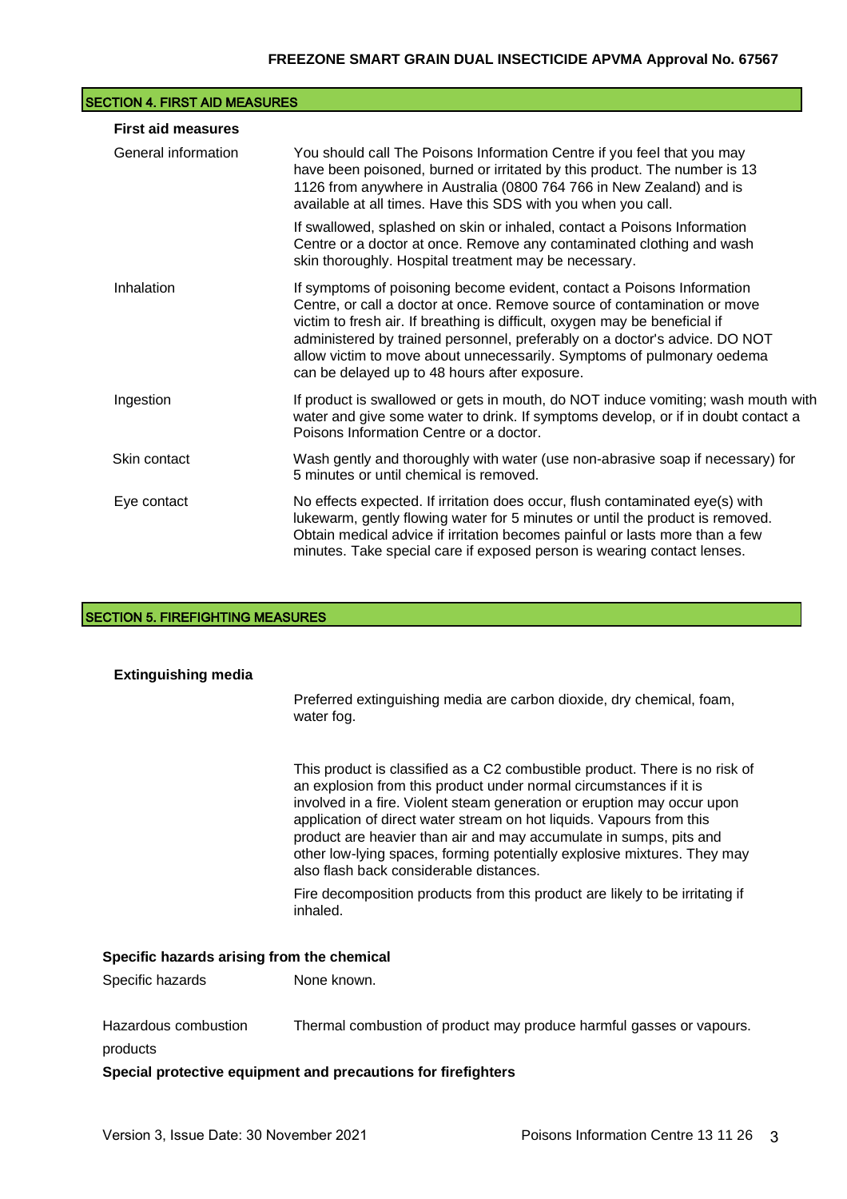## SECTION 4. FIRST AID MEASURES

### First aid measures

| | |
|---|---|
| General information | You should call The Poisons Information Centre if you feel that you may have been poisoned, burned or irritated by this product. The number is 13 1126 from anywhere in Australia (0800 764 766 in New Zealand) and is available at all times. Have this SDS with you when you call.<br><br>If swallowed, splashed on skin or inhaled, contact a Poisons Information Centre or a doctor at once. Remove any contaminated clothing and wash skin thoroughly. Hospital treatment may be necessary. |
| Inhalation | If symptoms of poisoning become evident, contact a Poisons Information Centre, or call a doctor at once. Remove source of contamination or move victim to fresh air. If breathing is difficult, oxygen may be beneficial if administered by trained personnel, preferably on a doctor's advice. DO NOT allow victim to move about unnecessarily. Symptoms of pulmonary oedema can be delayed up to 48 hours after exposure. |
| Ingestion | If product is swallowed or gets in mouth, do NOT induce vomiting; wash mouth with water and give some water to drink. If symptoms develop, or if in doubt contact a Poisons Information Centre or a doctor. |
| Skin contact | Wash gently and thoroughly with water (use non-abrasive soap if necessary) for 5 minutes or until chemical is removed. |
| Eye contact | No effects expected. If irritation does occur, flush contaminated eye(s) with lukewarm, gently flowing water for 5 minutes or until the product is removed. Obtain medical advice if irritation becomes painful or lasts more than a few minutes. Take special care if exposed person is wearing contact lenses. |

## SECTION 5. FIREFIGHTING MEASURES

### Extinguishing media

Preferred extinguishing media are carbon dioxide, dry chemical, foam, water fog.

This product is classified as a C2 combustible product. There is no risk of an explosion from this product under normal circumstances if it is involved in a fire. Violent steam generation or eruption may occur upon application of direct water stream on hot liquids. Vapours from this product are heavier than air and may accumulate in sumps, pits and other low-lying spaces, forming potentially explosive mixtures. They may also flash back considerable distances.

Fire decomposition products from this product are likely to be irritating if inhaled.

### Specific hazards arising from the chemical

| | |
|---|---|
| Specific hazards | None known. |
| Hazardous combustion products | Thermal combustion of product may produce harmful gasses or vapours. |

### Special protective equipment and precautions for firefighters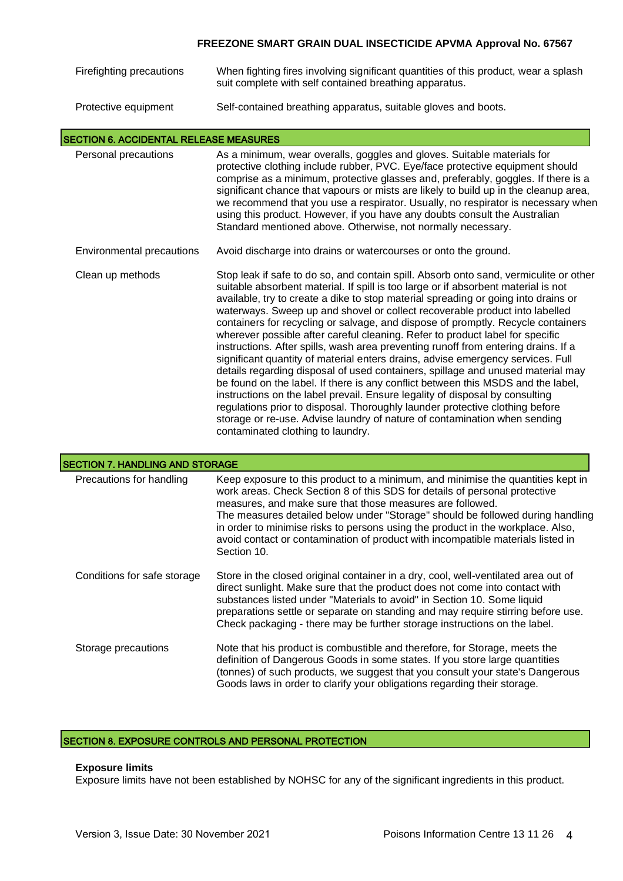| | |
|---|---|
| Firefighting precautions | When fighting fires involving significant quantities of this product, wear a splash suit complete with self contained breathing apparatus. |
| Protective equipment | Self-contained breathing apparatus, suitable gloves and boots. |

## SECTION 6. ACCIDENTAL RELEASE MEASURES

| | |
|---|---|
| Personal precautions | As a minimum, wear overalls, goggles and gloves. Suitable materials for protective clothing include rubber, PVC. Eye/face protective equipment should comprise as a minimum, protective glasses and, preferably, goggles. If there is a significant chance that vapours or mists are likely to build up in the cleanup area, we recommend that you use a respirator. Usually, no respirator is necessary when using this product. However, if you have any doubts consult the Australian Standard mentioned above. Otherwise, not normally necessary. |
| Environmental precautions | Avoid discharge into drains or watercourses or onto the ground. |
| Clean up methods | Stop leak if safe to do so, and contain spill. Absorb onto sand, vermiculite or other suitable absorbent material. If spill is too large or if absorbent material is not available, try to create a dike to stop material spreading or going into drains or waterways. Sweep up and shovel or collect recoverable product into labelled containers for recycling or salvage, and dispose of promptly. Recycle containers wherever possible after careful cleaning. Refer to product label for specific instructions. After spills, wash area preventing runoff from entering drains. If a significant quantity of material enters drains, advise emergency services. Full details regarding disposal of used containers, spillage and unused material may be found on the label. If there is any conflict between this MSDS and the label, instructions on the label prevail. Ensure legality of disposal by consulting regulations prior to disposal. Thoroughly launder protective clothing before storage or re-use. Advise laundry of nature of contamination when sending contaminated clothing to laundry. |

## SECTION 7. HANDLING AND STORAGE

| | |
|---|---|
| Precautions for handling | Keep exposure to this product to a minimum, and minimise the quantities kept in work areas. Check Section 8 of this SDS for details of personal protective measures, and make sure that those measures are followed. The measures detailed below under "Storage" should be followed during handling in order to minimise risks to persons using the product in the workplace. Also, avoid contact or contamination of product with incompatible materials listed in Section 10. |
| Conditions for safe storage | Store in the closed original container in a dry, cool, well-ventilated area out of direct sunlight. Make sure that the product does not come into contact with substances listed under "Materials to avoid" in Section 10. Some liquid preparations settle or separate on standing and may require stirring before use. Check packaging - there may be further storage instructions on the label. |
| Storage precautions | Note that his product is combustible and therefore, for Storage, meets the definition of Dangerous Goods in some states. If you store large quantities (tonnes) of such products, we suggest that you consult your state's Dangerous Goods laws in order to clarify your obligations regarding their storage. |

## SECTION 8. EXPOSURE CONTROLS AND PERSONAL PROTECTION

**Exposure limits**

Exposure limits have not been established by NOHSC for any of the significant ingredients in this product.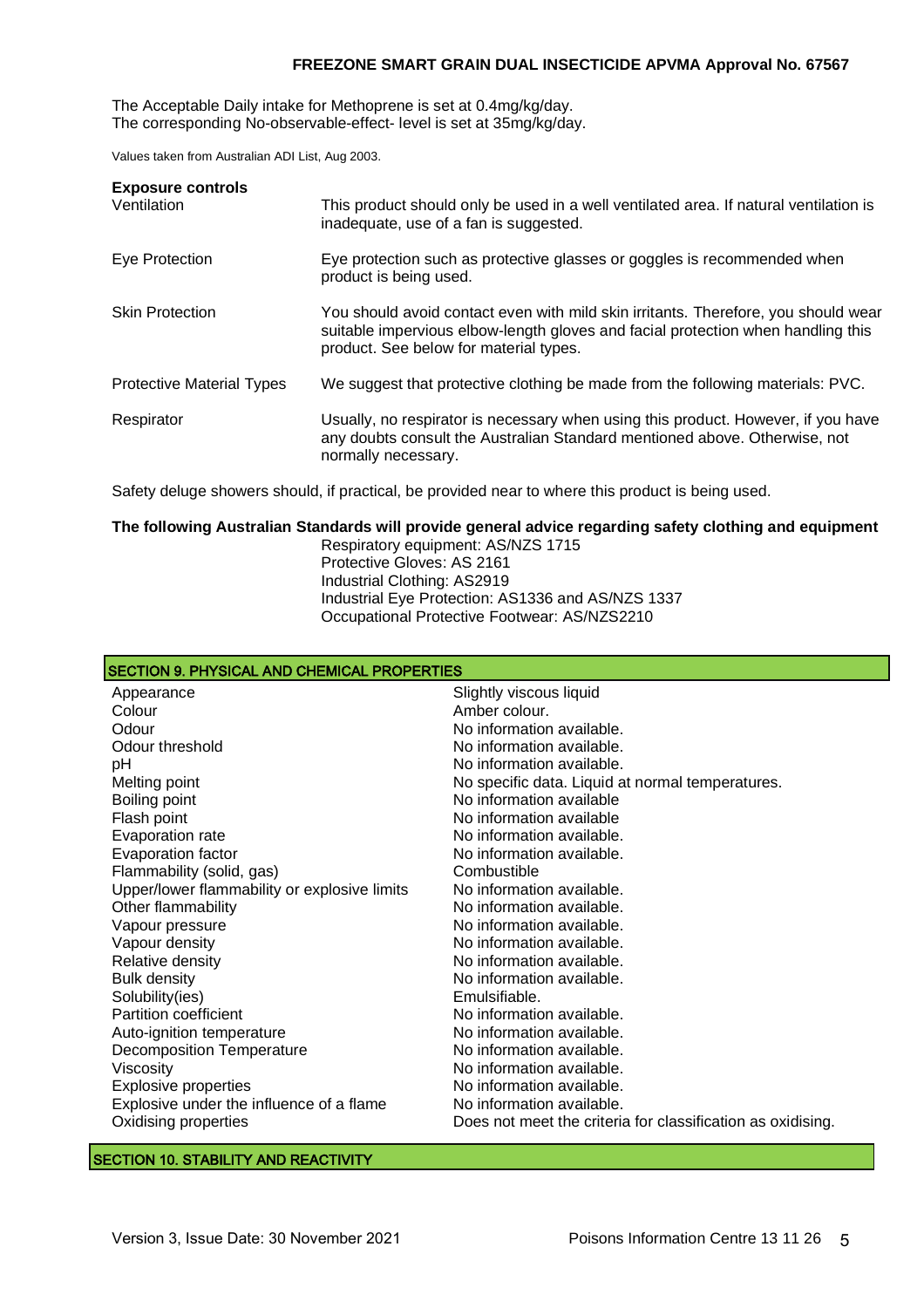The Acceptable Daily intake for Methoprene is set at 0.4mg/kg/day.
The corresponding No-observable-effect- level is set at 35mg/kg/day.

Values taken from Australian ADI List, Aug 2003.

**Exposure controls**

| | |
|---|---|
| Ventilation | This product should only be used in a well ventilated area. If natural ventilation is inadequate, use of a fan is suggested. |
| Eye Protection | Eye protection such as protective glasses or goggles is recommended when product is being used. |
| Skin Protection | You should avoid contact even with mild skin irritants. Therefore, you should wear suitable impervious elbow-length gloves and facial protection when handling this product. See below for material types. |
| Protective Material Types | We suggest that protective clothing be made from the following materials: PVC. |
| Respirator | Usually, no respirator is necessary when using this product. However, if you have any doubts consult the Australian Standard mentioned above. Otherwise, not normally necessary. |

Safety deluge showers should, if practical, be provided near to where this product is being used.

**The following Australian Standards will provide general advice regarding safety clothing and equipment**

Respiratory equipment: AS/NZS 1715
Protective Gloves: AS 2161
Industrial Clothing: AS2919
Industrial Eye Protection: AS1336 and AS/NZS 1337
Occupational Protective Footwear: AS/NZS2210

## SECTION 9. PHYSICAL AND CHEMICAL PROPERTIES

| | |
|---|---|
| Appearance | Slightly viscous liquid |
| Colour | Amber colour. |
| Odour | No information available. |
| Odour threshold | No information available. |
| pH | No information available. |
| Melting point | No specific data. Liquid at normal temperatures. |
| Boiling point | No information available |
| Flash point | No information available |
| Evaporation rate | No information available. |
| Evaporation factor | No information available. |
| Flammability (solid, gas) | Combustible |
| Upper/lower flammability or explosive limits | No information available. |
| Other flammability | No information available. |
| Vapour pressure | No information available. |
| Vapour density | No information available. |
| Relative density | No information available. |
| Bulk density | No information available. |
| Solubility(ies) | Emulsifiable. |
| Partition coefficient | No information available. |
| Auto-ignition temperature | No information available. |
| Decomposition Temperature | No information available. |
| Viscosity | No information available. |
| Explosive properties | No information available. |
| Explosive under the influence of a flame | No information available. |
| Oxidising properties | Does not meet the criteria for classification as oxidising. |

## SECTION 10. STABILITY AND REACTIVITY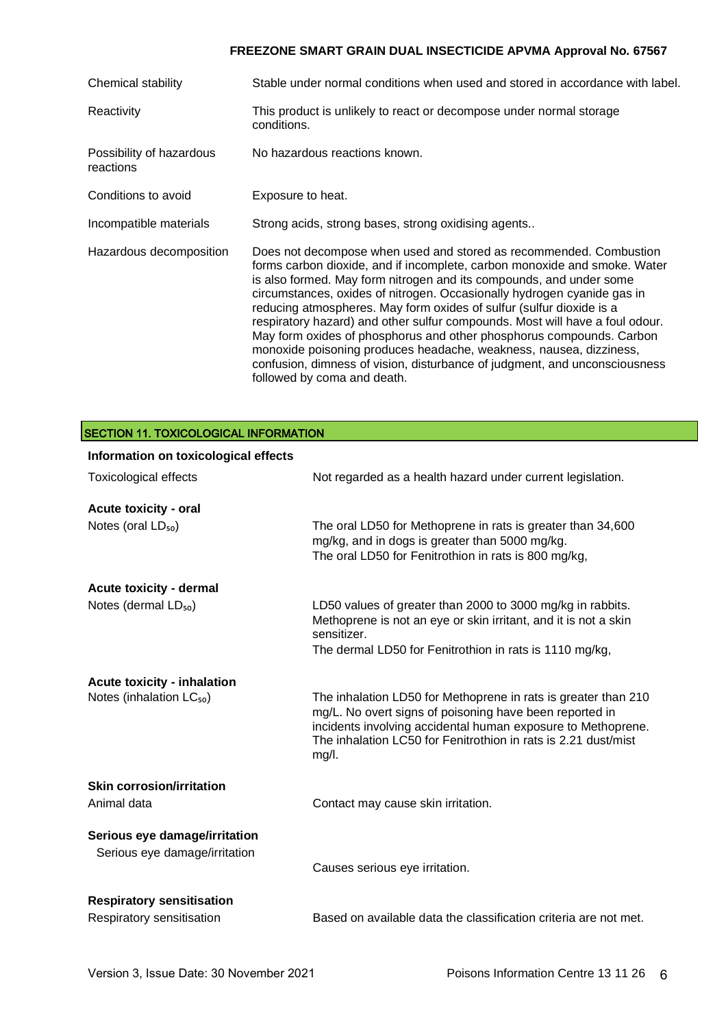| | |
|---|---|
| Chemical stability | Stable under normal conditions when used and stored in accordance with label. |
| Reactivity | This product is unlikely to react or decompose under normal storage conditions. |
| Possibility of hazardous reactions | No hazardous reactions known. |
| Conditions to avoid | Exposure to heat. |
| Incompatible materials | Strong acids, strong bases, strong oxidising agents.. |
| Hazardous decomposition | Does not decompose when used and stored as recommended. Combustion forms carbon dioxide, and if incomplete, carbon monoxide and smoke. Water is also formed. May form nitrogen and its compounds, and under some circumstances, oxides of nitrogen. Occasionally hydrogen cyanide gas in reducing atmospheres. May form oxides of sulfur (sulfur dioxide is a respiratory hazard) and other sulfur compounds. Most will have a foul odour. May form oxides of phosphorus and other phosphorus compounds. Carbon monoxide poisoning produces headache, weakness, nausea, dizziness, confusion, dimness of vision, disturbance of judgment, and unconsciousness followed by coma and death. |

## SECTION 11. TOXICOLOGICAL INFORMATION

**Information on toxicological effects**

| | |
|---|---|
| Toxicological effects | Not regarded as a health hazard under current legislation. |

**Acute toxicity - oral**

| | |
|---|---|
| Notes (oral $LD_{50}$) | The oral LD50 for Methoprene in rats is greater than 34,600 mg/kg, and in dogs is greater than 5000 mg/kg.<br>The oral LD50 for Fenitrothion in rats is 800 mg/kg, |

**Acute toxicity - dermal**

| | |
|---|---|
| Notes (dermal $LD_{50}$) | LD50 values of greater than 2000 to 3000 mg/kg in rabbits. Methoprene is not an eye or skin irritant, and it is not a skin sensitizer.<br>The dermal LD50 for Fenitrothion in rats is 1110 mg/kg, |

**Acute toxicity - inhalation**

| | |
|---|---|
| Notes (inhalation $LC_{50}$) | The inhalation LD50 for Methoprene in rats is greater than 210 mg/L. No overt signs of poisoning have been reported in incidents involving accidental human exposure to Methoprene.<br>The inhalation LC50 for Fenitrothion in rats is 2.21 dust/mist mg/l. |

**Skin corrosion/irritation**

| | |
|---|---|
| Animal data | Contact may cause skin irritation. |

**Serious eye damage/irritation**

| | |
|---|---|
| Serious eye damage/irritation | Causes serious eye irritation. |

**Respiratory sensitisation**

| | |
|---|---|
| Respiratory sensitisation | Based on available data the classification criteria are not met. |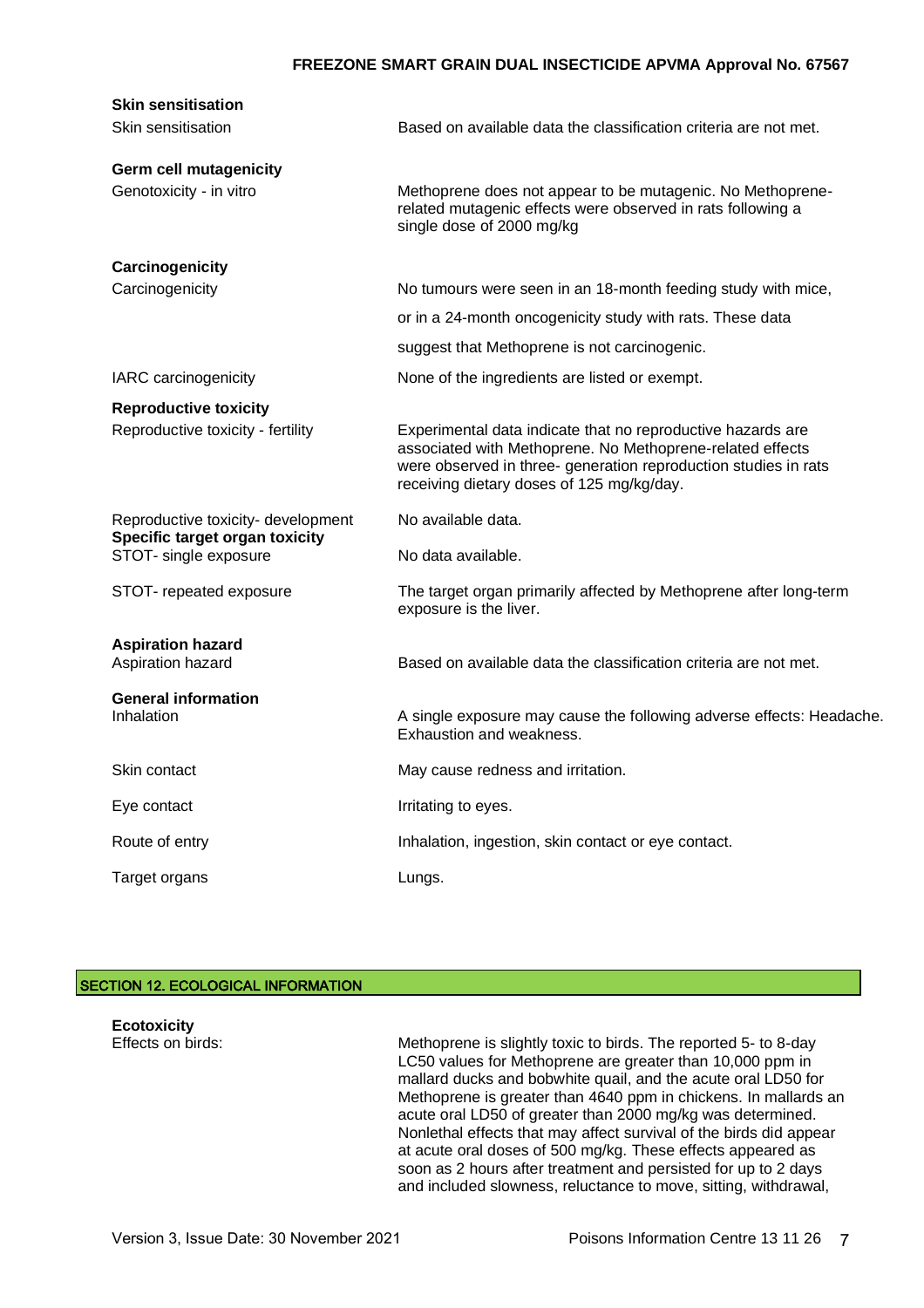**Skin sensitisation**

| | |
|---|---|
| Skin sensitisation | Based on available data the classification criteria are not met. |

**Germ cell mutagenicity**

| | |
|---|---|
| Genotoxicity - in vitro | Methoprene does not appear to be mutagenic. No Methoprene-related mutagenic effects were observed in rats following a single dose of 2000 mg/kg |

**Carcinogenicity**

| | |
|---|---|
| Carcinogenicity | No tumours were seen in an 18-month feeding study with mice, or in a 24-month oncogenicity study with rats. These data suggest that Methoprene is not carcinogenic. |
| IARC carcinogenicity | None of the ingredients are listed or exempt. |

**Reproductive toxicity**

| | |
|---|---|
| Reproductive toxicity - fertility | Experimental data indicate that no reproductive hazards are associated with Methoprene. No Methoprene-related effects were observed in three- generation reproduction studies in rats receiving dietary doses of 125 mg/kg/day. |
| Reproductive toxicity- development | No available data. |

**Specific target organ toxicity**

| | |
|---|---|
| STOT- single exposure | No data available. |
| STOT- repeated exposure | The target organ primarily affected by Methoprene after long-term exposure is the liver. |

**Aspiration hazard**

| | |
|---|---|
| Aspiration hazard | Based on available data the classification criteria are not met. |

**General information**

| | |
|---|---|
| Inhalation | A single exposure may cause the following adverse effects: Headache. Exhaustion and weakness. |
| Skin contact | May cause redness and irritation. |
| Eye contact | Irritating to eyes. |
| Route of entry | Inhalation, ingestion, skin contact or eye contact. |
| Target organs | Lungs. |

## SECTION 12. ECOLOGICAL INFORMATION

**Ecotoxicity**

| | |
|---|---|
| Effects on birds: | Methoprene is slightly toxic to birds. The reported 5- to 8-day LC50 values for Methoprene are greater than 10,000 ppm in mallard ducks and bobwhite quail, and the acute oral LD50 for Methoprene is greater than 4640 ppm in chickens. In mallards an acute oral LD50 of greater than 2000 mg/kg was determined. Nonlethal effects that may affect survival of the birds did appear at acute oral doses of 500 mg/kg. These effects appeared as soon as 2 hours after treatment and persisted for up to 2 days and included slowness, reluctance to move, sitting, withdrawal, |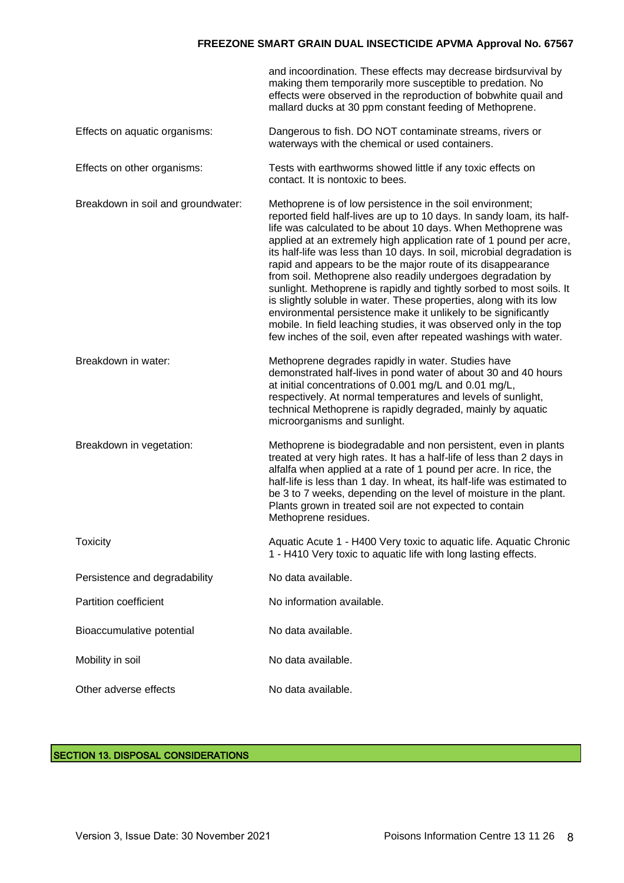| | |
|---|---|
| | and incoordination. These effects may decrease birdsurvival by making them temporarily more susceptible to predation. No effects were observed in the reproduction of bobwhite quail and mallard ducks at 30 ppm constant feeding of Methoprene. |
| Effects on aquatic organisms: | Dangerous to fish. DO NOT contaminate streams, rivers or waterways with the chemical or used containers. |
| Effects on other organisms: | Tests with earthworms showed little if any toxic effects on contact. It is nontoxic to bees. |
| Breakdown in soil and groundwater: | Methoprene is of low persistence in the soil environment; reported field half-lives are up to 10 days. In sandy loam, its half-life was calculated to be about 10 days. When Methoprene was applied at an extremely high application rate of 1 pound per acre, its half-life was less than 10 days. In soil, microbial degradation is rapid and appears to be the major route of its disappearance from soil. Methoprene also readily undergoes degradation by sunlight. Methoprene is rapidly and tightly sorbed to most soils. It is slightly soluble in water. These properties, along with its low environmental persistence make it unlikely to be significantly mobile. In field leaching studies, it was observed only in the top few inches of the soil, even after repeated washings with water. |
| Breakdown in water: | Methoprene degrades rapidly in water. Studies have demonstrated half-lives in pond water of about 30 and 40 hours at initial concentrations of 0.001 mg/L and 0.01 mg/L, respectively. At normal temperatures and levels of sunlight, technical Methoprene is rapidly degraded, mainly by aquatic microorganisms and sunlight. |
| Breakdown in vegetation: | Methoprene is biodegradable and non persistent, even in plants treated at very high rates. It has a half-life of less than 2 days in alfalfa when applied at a rate of 1 pound per acre. In rice, the half-life is less than 1 day. In wheat, its half-life was estimated to be 3 to 7 weeks, depending on the level of moisture in the plant. Plants grown in treated soil are not expected to contain Methoprene residues. |
| Toxicity | Aquatic Acute 1 - H400 Very toxic to aquatic life. Aquatic Chronic 1 - H410 Very toxic to aquatic life with long lasting effects. |
| Persistence and degradability | No data available. |
| Partition coefficient | No information available. |
| Bioaccumulative potential | No data available. |
| Mobility in soil | No data available. |
| Other adverse effects | No data available. |

## SECTION 13. DISPOSAL CONSIDERATIONS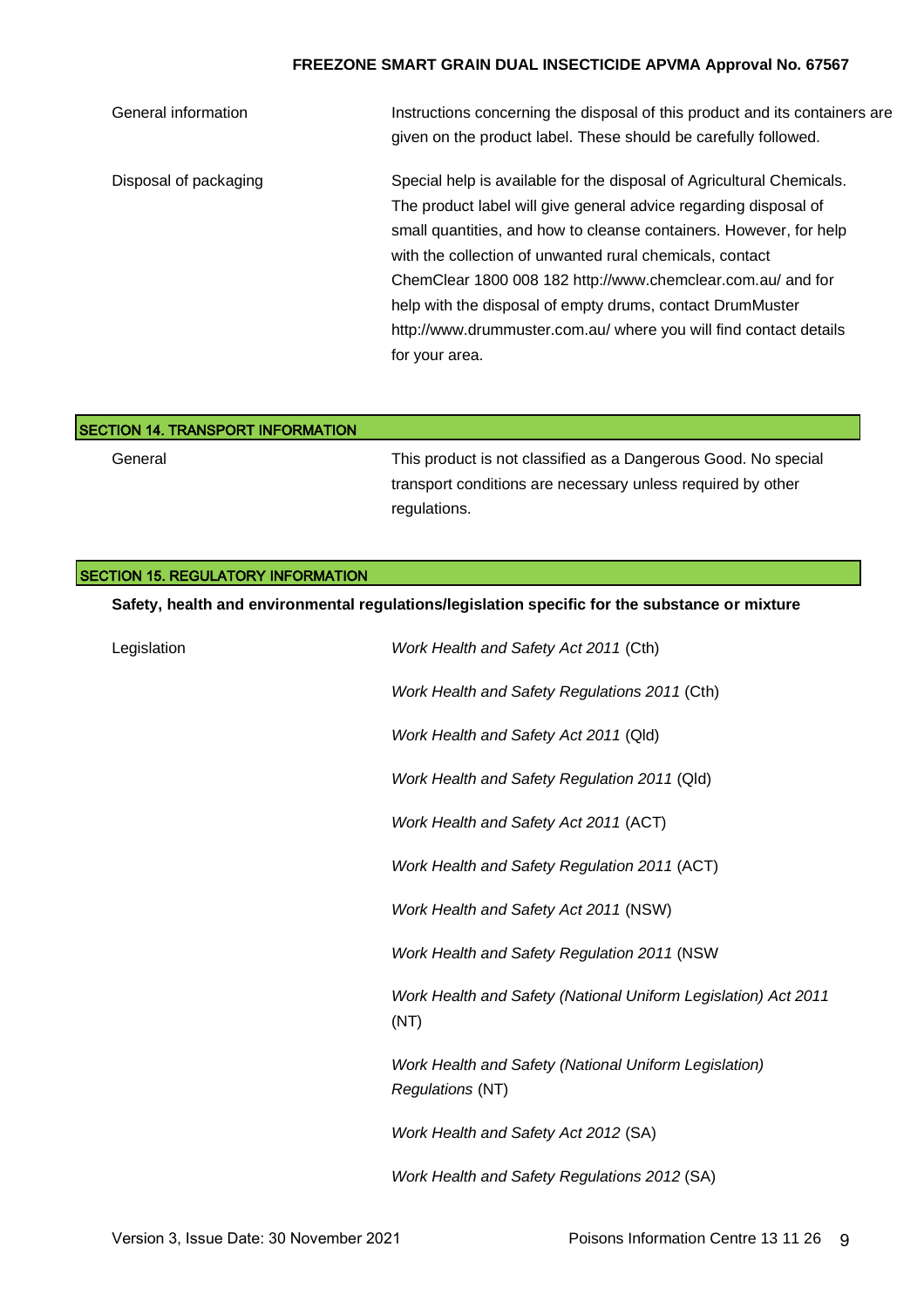| | |
|---|---|
| General information | Instructions concerning the disposal of this product and its containers are given on the product label. These should be carefully followed. |
| Disposal of packaging | Special help is available for the disposal of Agricultural Chemicals. The product label will give general advice regarding disposal of small quantities, and how to cleanse containers. However, for help with the collection of unwanted rural chemicals, contact ChemClear 1800 008 182 http://www.chemclear.com.au/ and for help with the disposal of empty drums, contact DrumMuster http://www.drummuster.com.au/ where you will find contact details for your area. |

## SECTION 14. TRANSPORT INFORMATION

| | |
|---|---|
| General | This product is not classified as a Dangerous Good. No special transport conditions are necessary unless required by other regulations. |

## SECTION 15. REGULATORY INFORMATION

**Safety, health and environmental regulations/legislation specific for the substance or mixture**

Legislation

*Work Health and Safety Act 2011* (Cth)

*Work Health and Safety Regulations 2011* (Cth)

*Work Health and Safety Act 2011* (Qld)

*Work Health and Safety Regulation 2011* (Qld)

*Work Health and Safety Act 2011* (ACT)

*Work Health and Safety Regulation 2011* (ACT)

*Work Health and Safety Act 2011* (NSW)

*Work Health and Safety Regulation 2011* (NSW

*Work Health and Safety (National Uniform Legislation) Act 2011* (NT)

*Work Health and Safety (National Uniform Legislation) Regulations* (NT)

*Work Health and Safety Act 2012* (SA)

*Work Health and Safety Regulations 2012* (SA)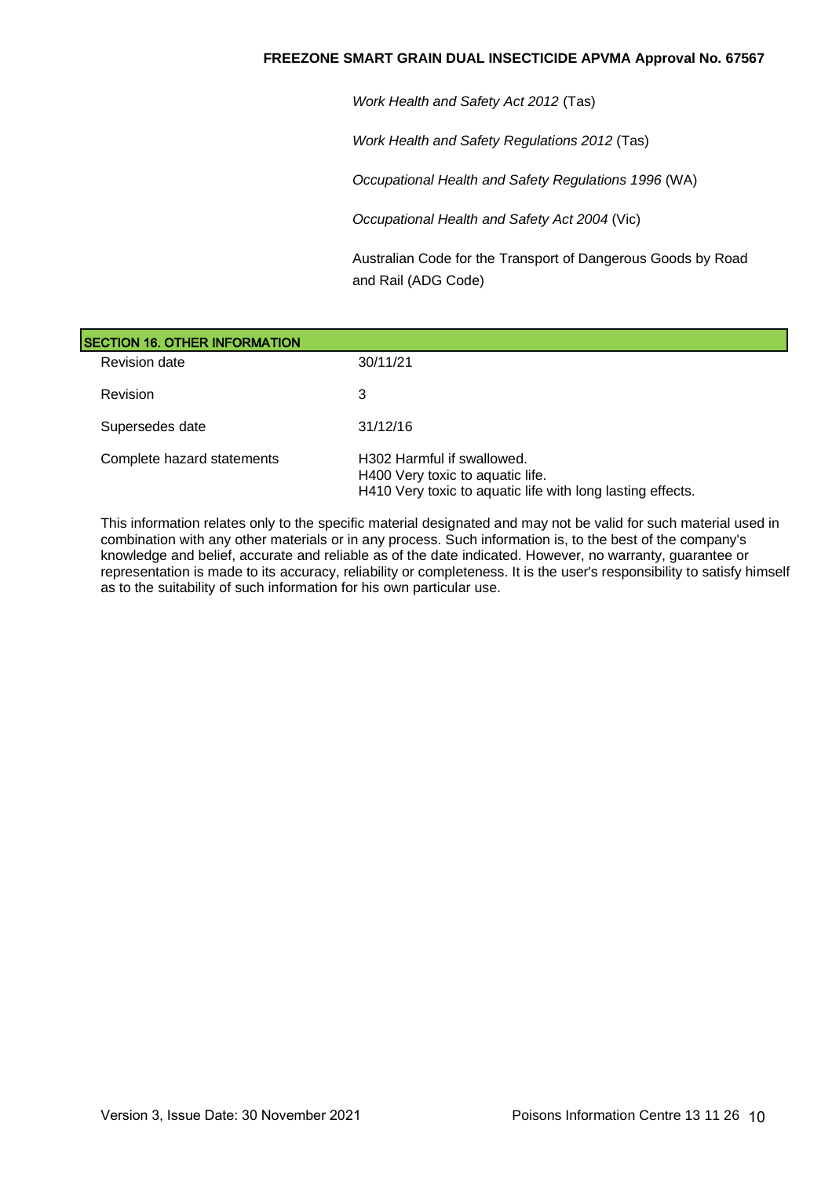*Work Health and Safety Act 2012* (Tas)

*Work Health and Safety Regulations 2012* (Tas)

*Occupational Health and Safety Regulations 1996* (WA)

*Occupational Health and Safety Act 2004* (Vic)

Australian Code for the Transport of Dangerous Goods by Road and Rail (ADG Code)

## SECTION 16. OTHER INFORMATION

| | |
|---|---|
| Revision date | 30/11/21 |
| Revision | 3 |
| Supersedes date | 31/12/16 |
| Complete hazard statements | H302 Harmful if swallowed.<br>H400 Very toxic to aquatic life.<br>H410 Very toxic to aquatic life with long lasting effects. |

This information relates only to the specific material designated and may not be valid for such material used in combination with any other materials or in any process. Such information is, to the best of the company's knowledge and belief, accurate and reliable as of the date indicated. However, no warranty, guarantee or representation is made to its accuracy, reliability or completeness. It is the user's responsibility to satisfy himself as to the suitability of such information for his own particular use.